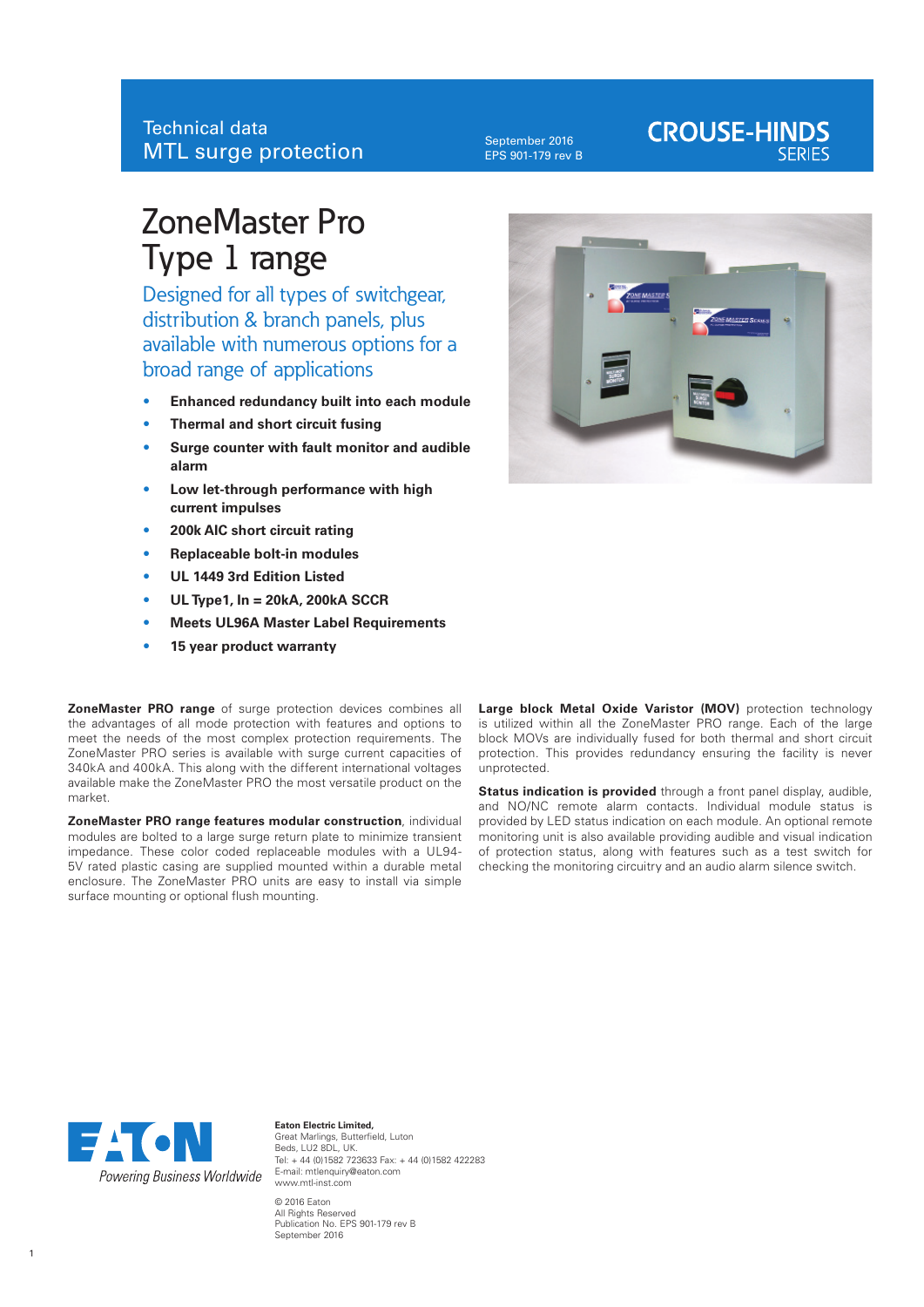Technical data
MTL surge protection

September 2016
EPS 901-179 rev B

CROUSE-HINDS SERIES

# ZoneMaster Pro Type 1 range

## Designed for all types of switchgear, distribution & branch panels, plus available with numerous options for a broad range of applications

- **Enhanced redundancy built into each module**
- **Thermal and short circuit fusing**
- **Surge counter with fault monitor and audible alarm**
- **Low let-through performance with high current impulses**
- **200k AIC short circuit rating**
- **Replaceable bolt-in modules**
- **UL 1449 3rd Edition Listed**
- **UL Type1, In = 20kA, 200kA SCCR**
- **Meets UL96A Master Label Requirements**
- **15 year product warranty**

**ZoneMaster PRO range** of surge protection devices combines all the advantages of all mode protection with features and options to meet the needs of the most complex protection requirements. The ZoneMaster PRO series is available with surge current capacities of 340kA and 400kA. This along with the different international voltages available make the ZoneMaster PRO the most versatile product on the market.

**ZoneMaster PRO range features modular construction**, individual modules are bolted to a large surge return plate to minimize transient impedance. These color coded replaceable modules with a UL94-5V rated plastic casing are supplied mounted within a durable metal enclosure. The ZoneMaster PRO units are easy to install via simple surface mounting or optional flush mounting.

**Large block Metal Oxide Varistor (MOV)** protection technology is utilized within all the ZoneMaster PRO range. Each of the large block MOVs are individually fused for both thermal and short circuit protection. This provides redundancy ensuring the facility is never unprotected.

**Status indication is provided** through a front panel display, audible, and NO/NC remote alarm contacts. Individual module status is provided by LED status indication on each module. An optional remote monitoring unit is also available providing audible and visual indication of protection status, along with features such as a test switch for checking the monitoring circuitry and an audio alarm silence switch.

EATON
Powering Business Worldwide

**Eaton Electric Limited,**
Great Marlings, Butterfield, Luton
Beds, LU2 8DL, UK.
Tel: + 44 (0)1582 723633 Fax: + 44 (0)1582 422283
E-mail: mtlenquiry@eaton.com
www.mtl-inst.com

© 2016 Eaton
All Rights Reserved
Publication No. EPS 901-179 rev B
September 2016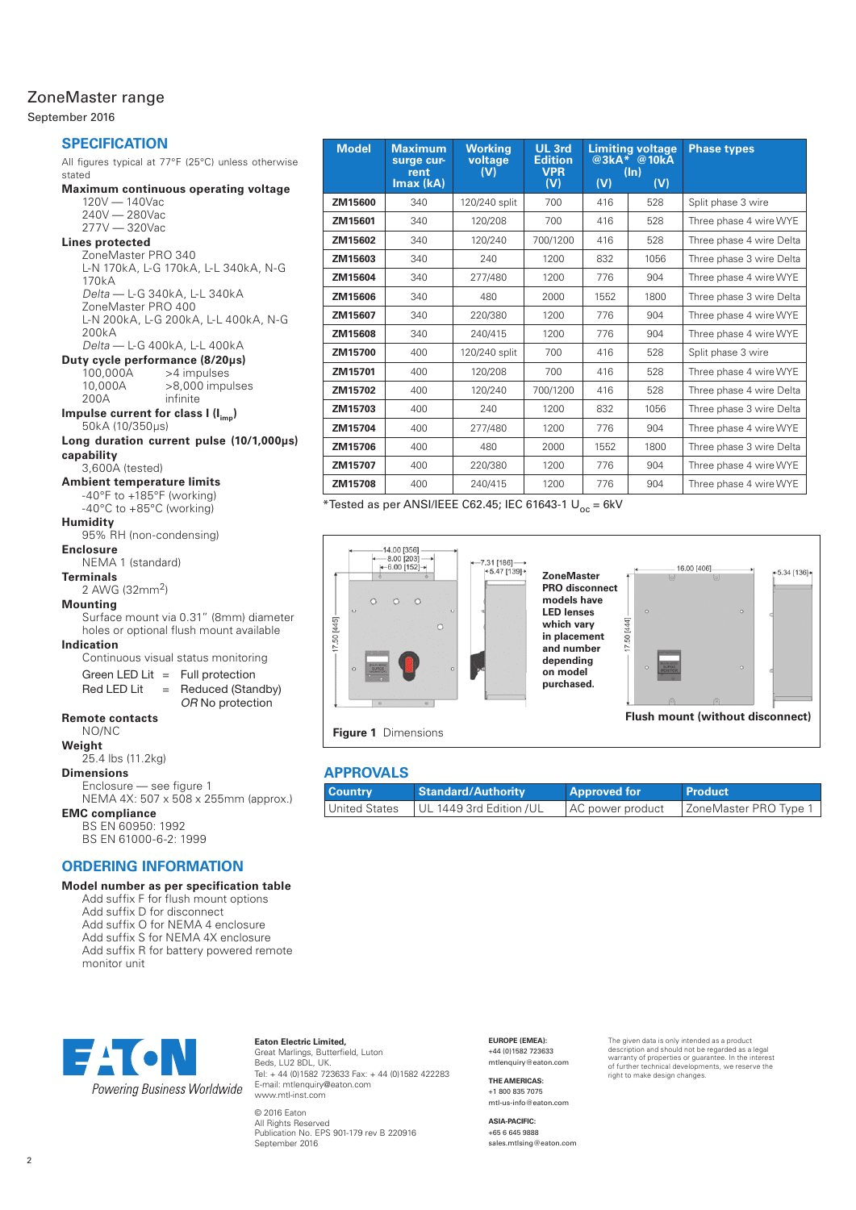ZoneMaster range

September 2016

## SPECIFICATION

All figures typical at 77°F (25°C) unless otherwise stated

**Maximum continuous operating voltage**
120V — 140Vac
240V — 280Vac
277V — 320Vac

**Lines protected**
ZoneMaster PRO 340
L-N 170kA, L-G 170kA, L-L 340kA, N-G 170kA
*Delta* — L-G 340kA, L-L 340kA
ZoneMaster PRO 400
L-N 200kA, L-G 200kA, L-L 400kA, N-G 200kA
*Delta* — L-G 400kA, L-L 400kA

**Duty cycle performance (8/20µs)**
100,000A >4 impulses
10,000A >8,000 impulses
200A infinite

**Impulse current for class I ($I_{imp}$)**
50kA (10/350µs)

**Long duration current pulse (10/1,000µs) capability**
3,600A (tested)

**Ambient temperature limits**
-40°F to +185°F (working)
-40°C to +85°C (working)

**Humidity**
95% RH (non-condensing)

**Enclosure**
NEMA 1 (standard)

**Terminals**
2 AWG (32mm$^2$)

**Mounting**
Surface mount via 0.31" (8mm) diameter holes or optional flush mount available

**Indication**
Continuous visual status monitoring
Green LED Lit = Full protection
Red LED Lit = Reduced (Standby) *OR* No protection

**Remote contacts**
NO/NC

**Weight**
25.4 lbs (11.2kg)

**Dimensions**
Enclosure — see figure 1
NEMA 4X: 507 x 508 x 255mm (approx.)

**EMC compliance**
BS EN 60950: 1992
BS EN 61000-6-2: 1999

## ORDERING INFORMATION

**Model number as per specification table**
Add suffix F for flush mount options
Add suffix D for disconnect
Add suffix O for NEMA 4 enclosure
Add suffix S for NEMA 4X enclosure
Add suffix R for battery powered remote monitor unit

| Model | Maximum surge current Imax (kA) | Working voltage (V) | UL 3rd Edition VPR (V) | Limiting voltage @3kA* (V) | Limiting voltage @10kA (In) (V) | Phase types |
|---|---|---|---|---|---|---|
| **ZM15600** | 340 | 120/240 split | 700 | 416 | 528 | Split phase 3 wire |
| **ZM15601** | 340 | 120/208 | 700 | 416 | 528 | Three phase 4 wire WYE |
| **ZM15602** | 340 | 120/240 | 700/1200 | 416 | 528 | Three phase 4 wire Delta |
| **ZM15603** | 340 | 240 | 1200 | 832 | 1056 | Three phase 3 wire Delta |
| **ZM15604** | 340 | 277/480 | 1200 | 776 | 904 | Three phase 4 wire WYE |
| **ZM15606** | 340 | 480 | 2000 | 1552 | 1800 | Three phase 3 wire Delta |
| **ZM15607** | 340 | 220/380 | 1200 | 776 | 904 | Three phase 4 wire WYE |
| **ZM15608** | 340 | 240/415 | 1200 | 776 | 904 | Three phase 4 wire WYE |
| **ZM15700** | 400 | 120/240 split | 700 | 416 | 528 | Split phase 3 wire |
| **ZM15701** | 400 | 120/208 | 700 | 416 | 528 | Three phase 4 wire WYE |
| **ZM15702** | 400 | 120/240 | 700/1200 | 416 | 528 | Three phase 4 wire Delta |
| **ZM15703** | 400 | 240 | 1200 | 832 | 1056 | Three phase 3 wire Delta |
| **ZM15704** | 400 | 277/480 | 1200 | 776 | 904 | Three phase 4 wire WYE |
| **ZM15706** | 400 | 480 | 2000 | 1552 | 1800 | Three phase 3 wire Delta |
| **ZM15707** | 400 | 220/380 | 1200 | 776 | 904 | Three phase 4 wire WYE |
| **ZM15708** | 400 | 240/415 | 1200 | 776 | 904 | Three phase 4 wire WYE |

*Tested as per ANSI/IEEE C62.45; IEC 61643-1 $U_{oc}$ = 6kV

14.00 [356]
8.00 [203]
6.00 [152]
17.50 [445]
7.31 [186]
5.47 [139]

**ZoneMaster PRO disconnect models have LED lenses which vary in placement and number depending on model purchased.**

16.00 [406]
5.34 [136]
17.50 [444]

**Flush mount (without disconnect)**

**Figure 1** Dimensions

## APPROVALS

| Country | Standard/Authority | Approved for | Product |
|---|---|---|---|
| United States | UL 1449 3rd Edition /UL | AC power product | ZoneMaster PRO Type 1 |

EATON
Powering Business Worldwide

**Eaton Electric Limited,**
Great Marlings, Butterfield, Luton
Beds, LU2 8DL, UK.
Tel: + 44 (0)1582 723633 Fax: + 44 (0)1582 422283
E-mail: mtlenquiry@eaton.com
www.mtl-inst.com

© 2016 Eaton
All Rights Reserved
Publication No. EPS 901-179 rev B 220916
September 2016

**EUROPE (EMEA):**
+44 (0)1582 723633
mtlenquiry@eaton.com

**THE AMERICAS:**
+1 800 835 7075
mtl-us-info@eaton.com

**ASIA-PACIFIC:**
+65 6 645 9888
sales.mtlsing@eaton.com

The given data is only intended as a product description and should not be regarded as a legal warranty of properties or guarantee. In the interest of further technical developments, we reserve the right to make design changes.